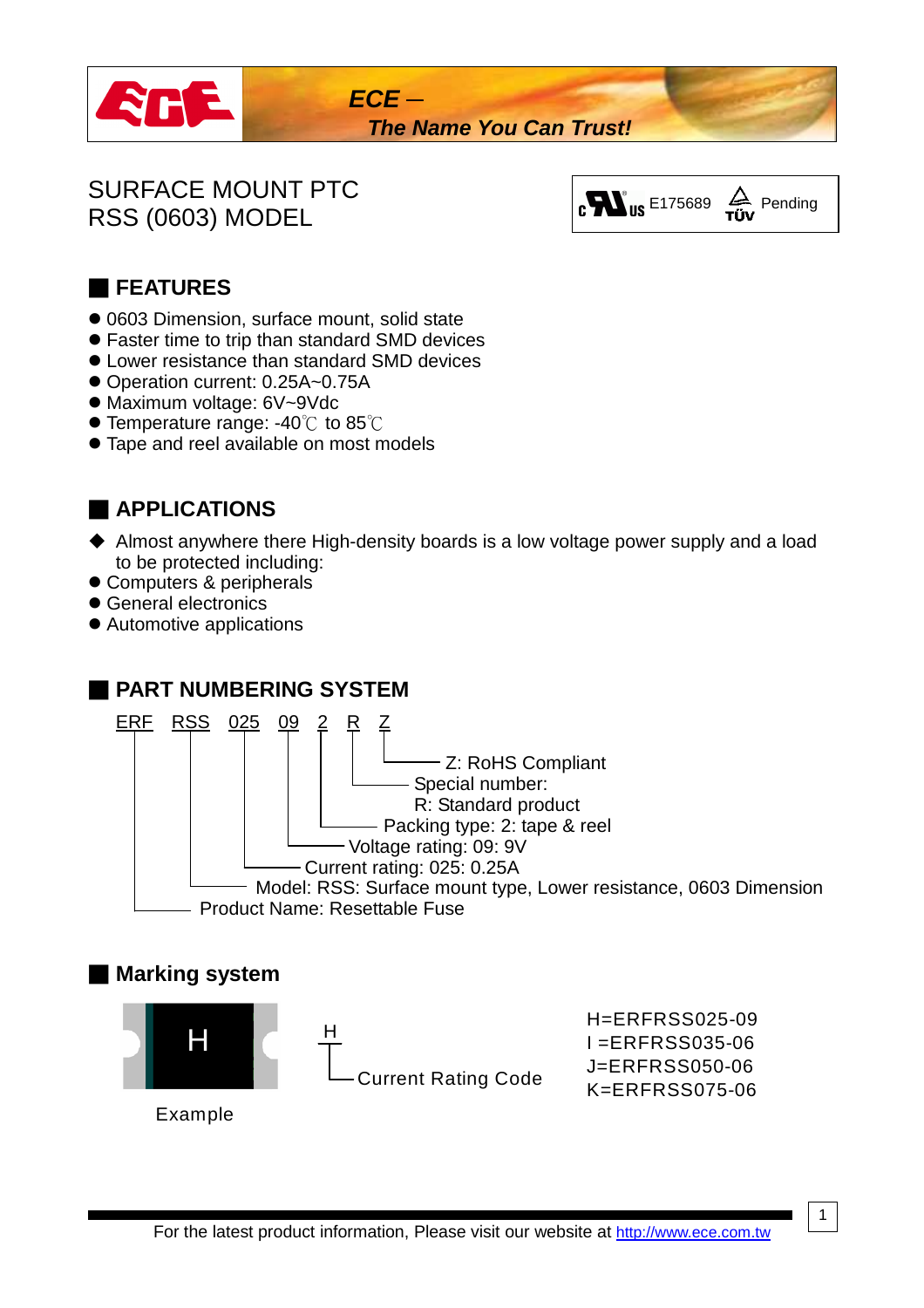*ECE – The Name You Can Trust!*

# SURFACE MOUNT PTC
# RSS (0603) MODEL

c UL us E175689 TÜV Pending

## FEATURES

- 0603 Dimension, surface mount, solid state
- Faster time to trip than standard SMD devices
- Lower resistance than standard SMD devices
- Operation current: 0.25A~0.75A
- Maximum voltage: 6V~9Vdc
- Temperature range: -40℃ to 85℃
- Tape and reel available on most models

## APPLICATIONS

- ◆ Almost anywhere there High-density boards is a low voltage power supply and a load to be protected including:
- Computers & peripherals
- General electronics
- Automotive applications

## PART NUMBERING SYSTEM

ERF RSS 025 09 2 R Z

- Z: RoHS Compliant
- Special number: R: Standard product
- Packing type: 2: tape & reel
- Voltage rating: 09: 9V
- Current rating: 025: 0.25A
- Model: RSS: Surface mount type, Lower resistance, 0603 Dimension
- Product Name: Resettable Fuse

## Marking system

H

Example

H — Current Rating Code

H=ERFRSS025-09
I =ERFRSS035-06
J=ERFRSS050-06
K=ERFRSS075-06

For the latest product information, Please visit our website at http://www.ece.com.tw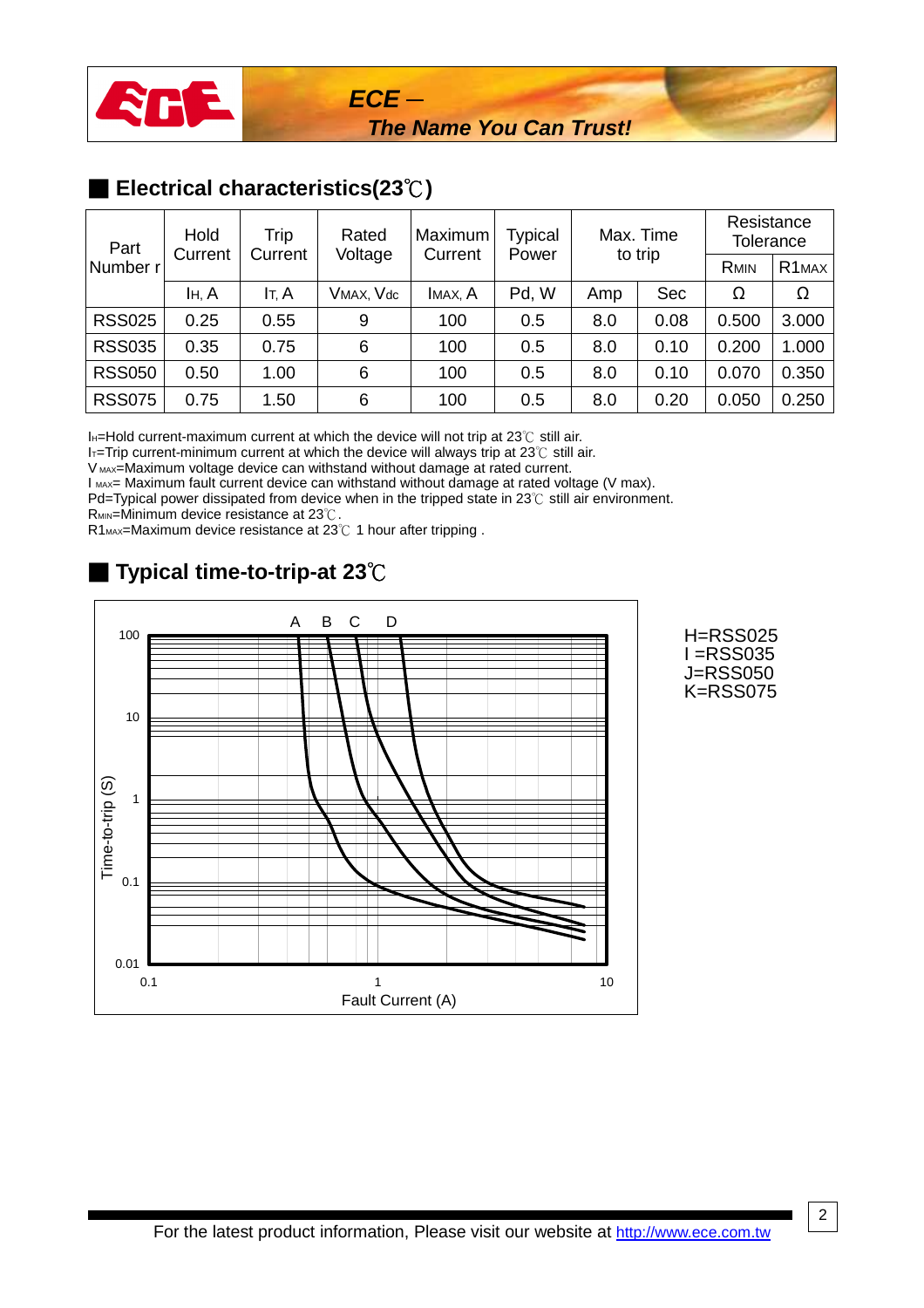## Electrical characteristics(23℃)

| Part Number r | Hold Current | Trip Current | Rated Voltage | Maximum Current | Typical Power | Max. Time to trip | | Resistance Tolerance | |
|---|---|---|---|---|---|---|---|---|---|
| | | | | | | | | $R_{MIN}$ | $R1_{MAX}$ |
| | $I_H$, A | $I_T$, A | $V_{MAX}$, Vdc | $I_{MAX}$, A | Pd, W | Amp | Sec | Ω | Ω |
| RSS025 | 0.25 | 0.55 | 9 | 100 | 0.5 | 8.0 | 0.08 | 0.500 | 3.000 |
| RSS035 | 0.35 | 0.75 | 6 | 100 | 0.5 | 8.0 | 0.10 | 0.200 | 1.000 |
| RSS050 | 0.50 | 1.00 | 6 | 100 | 0.5 | 8.0 | 0.10 | 0.070 | 0.350 |
| RSS075 | 0.75 | 1.50 | 6 | 100 | 0.5 | 8.0 | 0.20 | 0.050 | 0.250 |

$I_H$=Hold current-maximum current at which the device will not trip at 23℃ still air.
$I_T$=Trip current-minimum current at which the device will always trip at 23℃ still air.
$V_{MAX}$=Maximum voltage device can withstand without damage at rated current.
$I_{MAX}$= Maximum fault current device can withstand without damage at rated voltage (V max).
Pd=Typical power dissipated from device when in the tripped state in 23℃ still air environment.
$R_{MIN}$=Minimum device resistance at 23℃.
$R1_{MAX}$=Maximum device resistance at 23℃ 1 hour after tripping .

## Typical time-to-trip-at 23℃

H=RSS025
I =RSS035
J=RSS050
K=RSS075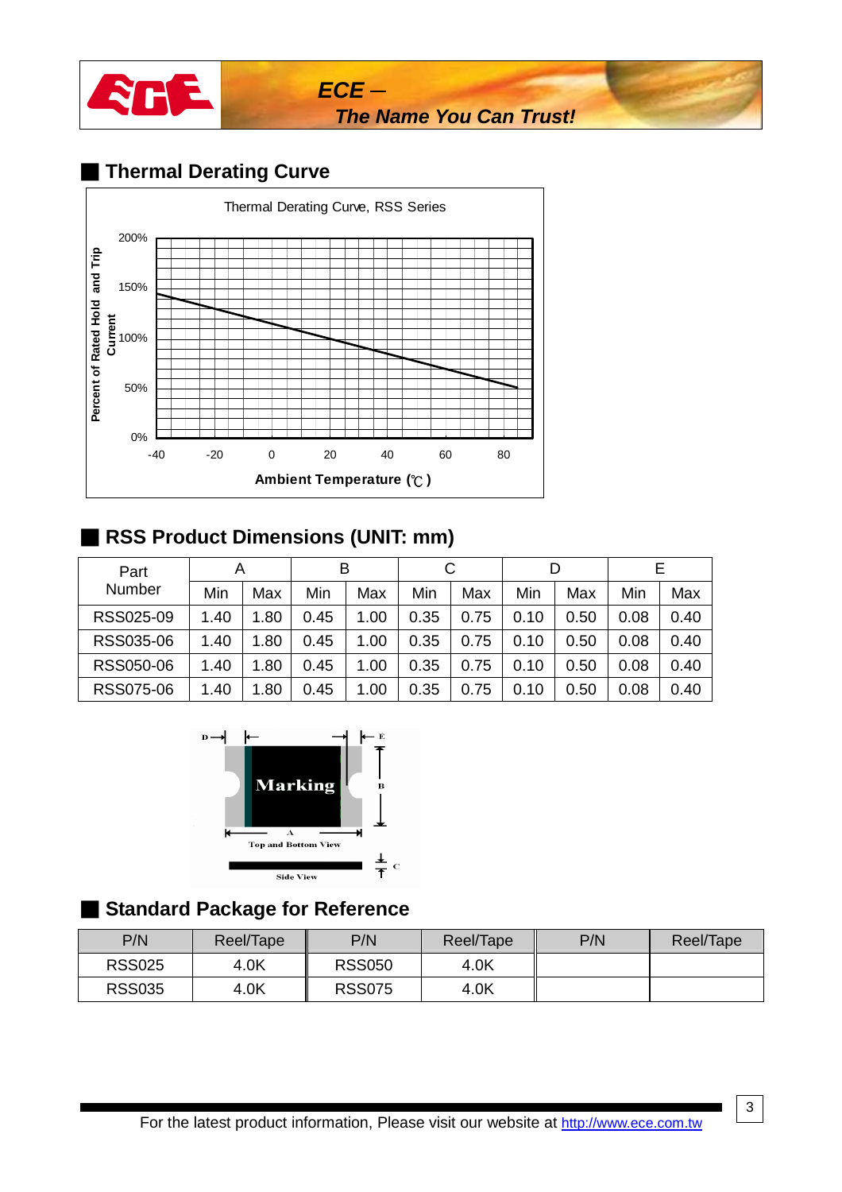## Thermal Derating Curve

## RSS Product Dimensions (UNIT: mm)

| Part Number | A | | B | | C | | D | | E | |
|---|---|---|---|---|---|---|---|---|---|---|
| | Min | Max | Min | Max | Min | Max | Min | Max | Min | Max |
| RSS025-09 | 1.40 | 1.80 | 0.45 | 1.00 | 0.35 | 0.75 | 0.10 | 0.50 | 0.08 | 0.40 |
| RSS035-06 | 1.40 | 1.80 | 0.45 | 1.00 | 0.35 | 0.75 | 0.10 | 0.50 | 0.08 | 0.40 |
| RSS050-06 | 1.40 | 1.80 | 0.45 | 1.00 | 0.35 | 0.75 | 0.10 | 0.50 | 0.08 | 0.40 |
| RSS075-06 | 1.40 | 1.80 | 0.45 | 1.00 | 0.35 | 0.75 | 0.10 | 0.50 | 0.08 | 0.40 |

## Standard Package for Reference

| P/N | Reel/Tape | P/N | Reel/Tape | P/N | Reel/Tape |
|---|---|---|---|---|---|
| RSS025 | 4.0K | RSS050 | 4.0K | | |
| RSS035 | 4.0K | RSS075 | 4.0K | | |

For the latest product information, Please visit our website at http://www.ece.com.tw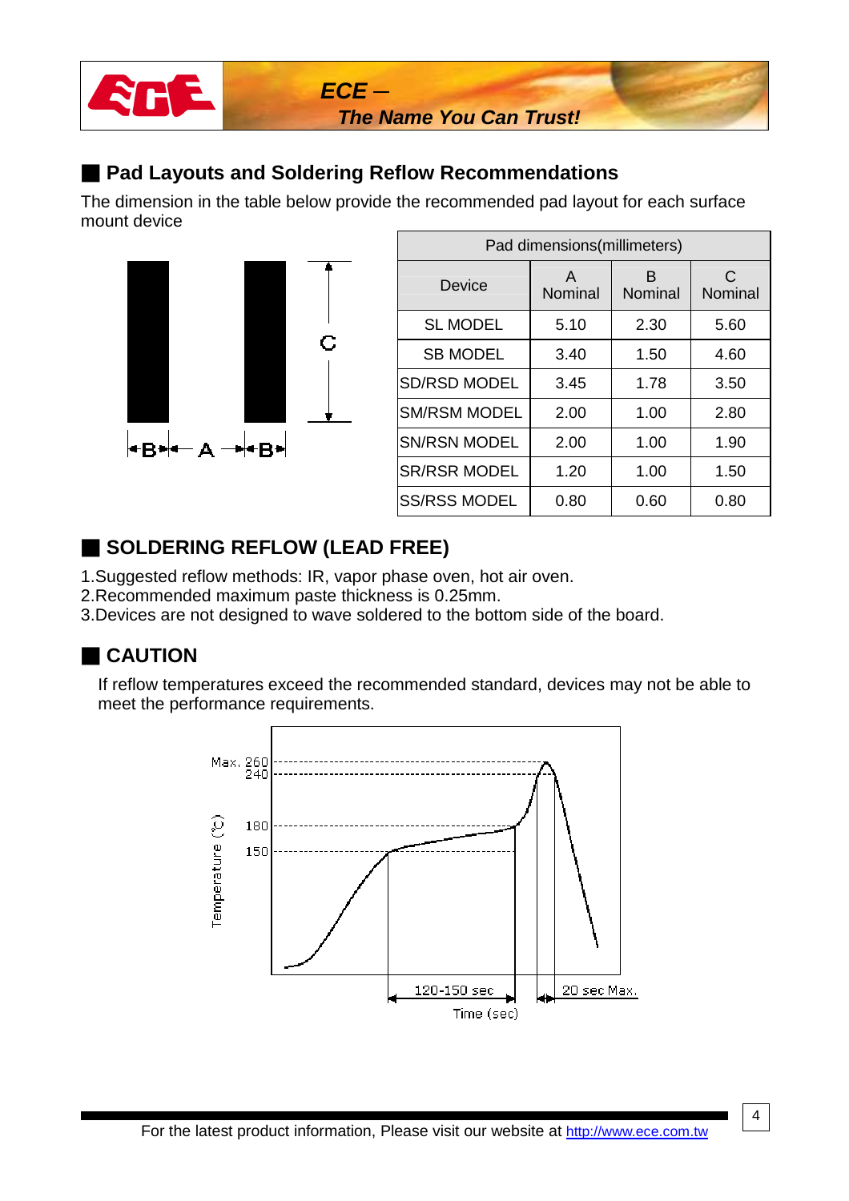ECE – *The Name You Can Trust!*

## Pad Layouts and Soldering Reflow Recommendations

The dimension in the table below provide the recommended pad layout for each surface mount device

C

B A B

| Pad dimensions(millimeters) | | | |
|---|---|---|---|
| Device | A Nominal | B Nominal | C Nominal |
| SL MODEL | 5.10 | 2.30 | 5.60 |
| SB MODEL | 3.40 | 1.50 | 4.60 |
| SD/RSD MODEL | 3.45 | 1.78 | 3.50 |
| SM/RSM MODEL | 2.00 | 1.00 | 2.80 |
| SN/RSN MODEL | 2.00 | 1.00 | 1.90 |
| SR/RSR MODEL | 1.20 | 1.00 | 1.50 |
| SS/RSS MODEL | 0.80 | 0.60 | 0.80 |

## SOLDERING REFLOW (LEAD FREE)

1.Suggested reflow methods: IR, vapor phase oven, hot air oven.
2.Recommended maximum paste thickness is 0.25mm.
3.Devices are not designed to wave soldered to the bottom side of the board.

## CAUTION

If reflow temperatures exceed the recommended standard, devices may not be able to meet the performance requirements.

Temperature (℃)

Max. 260
240
180
150

120-150 sec
20 sec Max.

Time (sec)

For the latest product information, Please visit our website at http://www.ece.com.tw